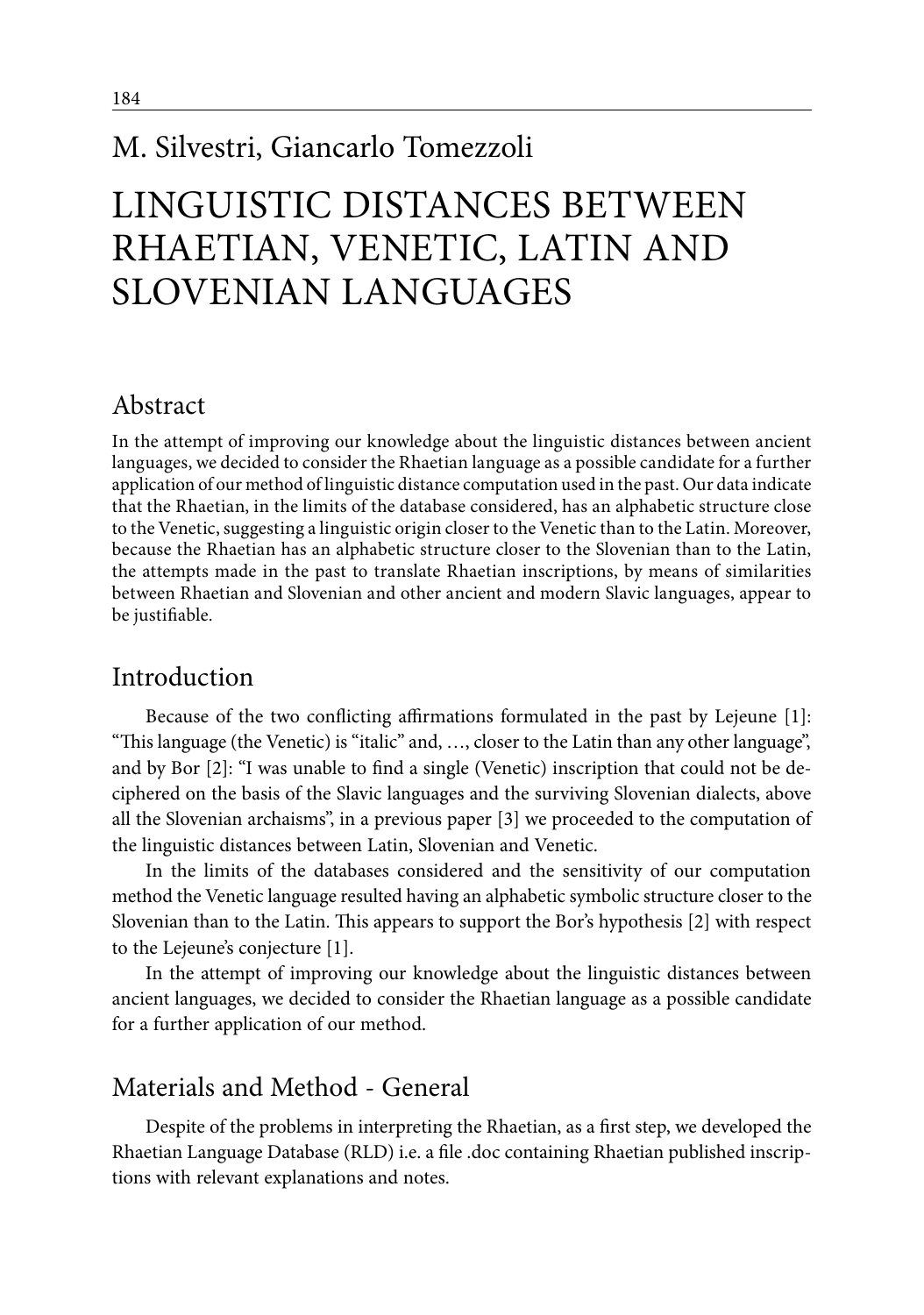M. Silvestri, Giancarlo Tomezzoli

# LINGUISTIC DISTANCES BETWEEN RHAETIAN, VENETIC, LATIN AND SLOVENIAN LANGUAGES

## Abstract

In the attempt of improving our knowledge about the linguistic distances between ancient languages, we decided to consider the Rhaetian language as a possible candidate for a further application of our method of linguistic distance computation used in the past. Our data indicate that the Rhaetian, in the limits of the database considered, has an alphabetic structure close to the Venetic, suggesting a linguistic origin closer to the Venetic than to the Latin. Moreover, because the Rhaetian has an alphabetic structure closer to the Slovenian than to the Latin, the attempts made in the past to translate Rhaetian inscriptions, by means of similarities between Rhaetian and Slovenian and other ancient and modern Slavic languages, appear to be justifiable.

## Introduction

Because of the two conflicting affirmations formulated in the past by Lejeune [1]: "This language (the Venetic) is "italic" and, …, closer to the Latin than any other language", and by Bor [2]: "I was unable to find a single (Venetic) inscription that could not be deciphered on the basis of the Slavic languages and the surviving Slovenian dialects, above all the Slovenian archaisms", in a previous paper [3] we proceeded to the computation of the linguistic distances between Latin, Slovenian and Venetic.

In the limits of the databases considered and the sensitivity of our computation method the Venetic language resulted having an alphabetic symbolic structure closer to the Slovenian than to the Latin. This appears to support the Bor's hypothesis [2] with respect to the Lejeune's conjecture [1].

In the attempt of improving our knowledge about the linguistic distances between ancient languages, we decided to consider the Rhaetian language as a possible candidate for a further application of our method.

## Materials and Method - General

Despite of the problems in interpreting the Rhaetian, as a first step, we developed the Rhaetian Language Database (RLD) i.e. a file .doc containing Rhaetian published inscriptions with relevant explanations and notes.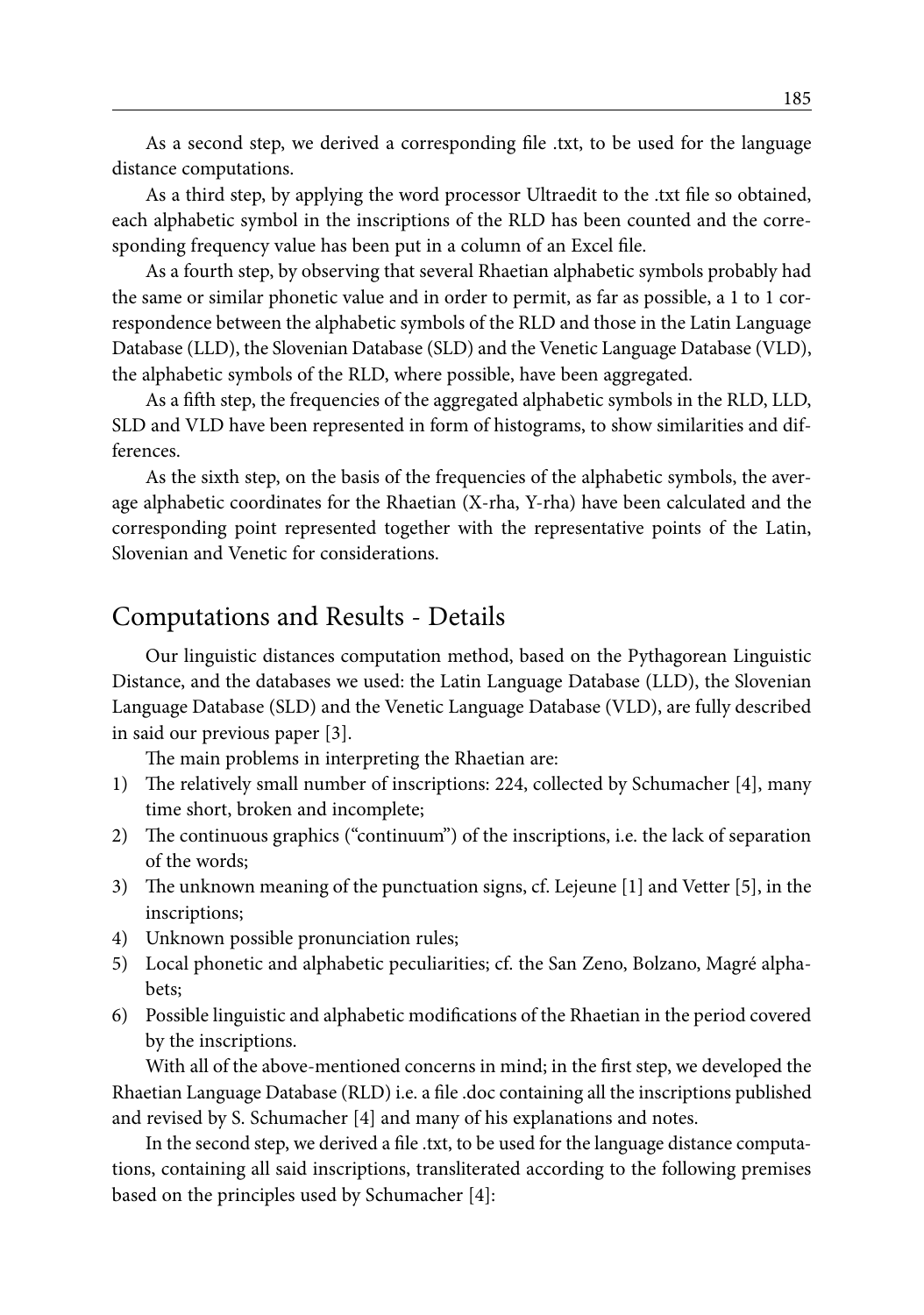As a second step, we derived a corresponding file .txt, to be used for the language distance computations.

As a third step, by applying the word processor Ultraedit to the .txt file so obtained, each alphabetic symbol in the inscriptions of the RLD has been counted and the corresponding frequency value has been put in a column of an Excel file.

As a fourth step, by observing that several Rhaetian alphabetic symbols probably had the same or similar phonetic value and in order to permit, as far as possible, a 1 to 1 correspondence between the alphabetic symbols of the RLD and those in the Latin Language Database (LLD), the Slovenian Database (SLD) and the Venetic Language Database (VLD), the alphabetic symbols of the RLD, where possible, have been aggregated.

As a fifth step, the frequencies of the aggregated alphabetic symbols in the RLD, LLD, SLD and VLD have been represented in form of histograms, to show similarities and differences.

As the sixth step, on the basis of the frequencies of the alphabetic symbols, the average alphabetic coordinates for the Rhaetian (X-rha, Y-rha) have been calculated and the corresponding point represented together with the representative points of the Latin, Slovenian and Venetic for considerations.

## Computations and Results - Details

Our linguistic distances computation method, based on the Pythagorean Linguistic Distance, and the databases we used: the Latin Language Database (LLD), the Slovenian Language Database (SLD) and the Venetic Language Database (VLD), are fully described in said our previous paper [3].

The main problems in interpreting the Rhaetian are:

1) The relatively small number of inscriptions: 224, collected by Schumacher [4], many time short, broken and incomplete;
2) The continuous graphics ("continuum") of the inscriptions, i.e. the lack of separation of the words;
3) The unknown meaning of the punctuation signs, cf. Lejeune [1] and Vetter [5], in the inscriptions;
4) Unknown possible pronunciation rules;
5) Local phonetic and alphabetic peculiarities; cf. the San Zeno, Bolzano, Magré alphabets;
6) Possible linguistic and alphabetic modifications of the Rhaetian in the period covered by the inscriptions.

With all of the above-mentioned concerns in mind; in the first step, we developed the Rhaetian Language Database (RLD) i.e. a file .doc containing all the inscriptions published and revised by S. Schumacher [4] and many of his explanations and notes.

In the second step, we derived a file .txt, to be used for the language distance computations, containing all said inscriptions, transliterated according to the following premises based on the principles used by Schumacher [4]: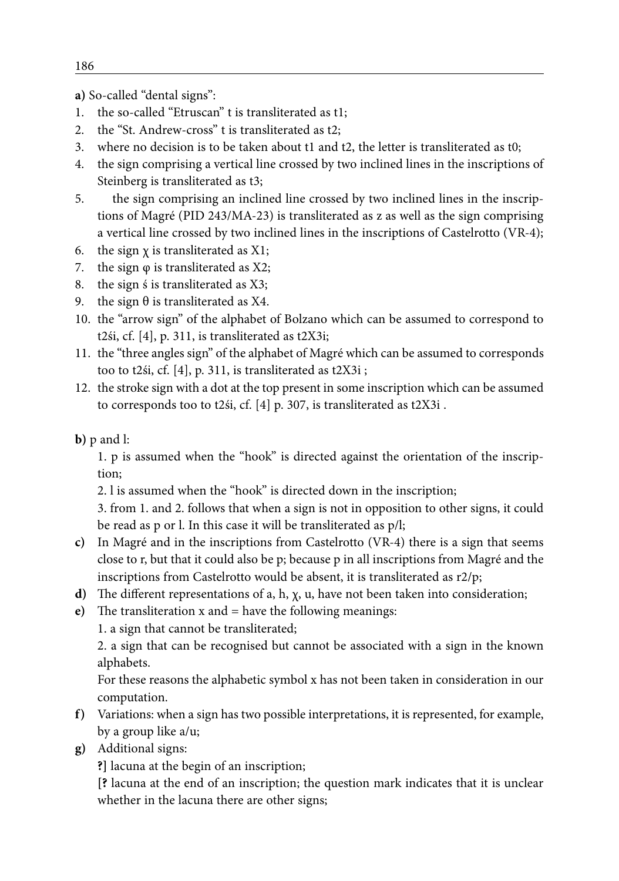**a)** So-called "dental signs":

1. the so-called "Etruscan" t is transliterated as t1;
2. the "St. Andrew-cross" t is transliterated as t2;
3. where no decision is to be taken about t1 and t2, the letter is transliterated as t0;
4. the sign comprising a vertical line crossed by two inclined lines in the inscriptions of Steinberg is transliterated as t3;
5. the sign comprising an inclined line crossed by two inclined lines in the inscriptions of Magré (PID 243/MA-23) is transliterated as z as well as the sign comprising a vertical line crossed by two inclined lines in the inscriptions of Castelrotto (VR-4);
6. the sign χ is transliterated as X1;
7. the sign φ is transliterated as X2;
8. the sign ś is transliterated as X3;
9. the sign θ is transliterated as X4.
10. the "arrow sign" of the alphabet of Bolzano which can be assumed to correspond to t2śi, cf. [4], p. 311, is transliterated as t2X3i;
11. the "three angles sign" of the alphabet of Magré which can be assumed to corresponds too to t2śi, cf. [4], p. 311, is transliterated as t2X3i ;
12. the stroke sign with a dot at the top present in some inscription which can be assumed to corresponds too to t2śi, cf. [4] p. 307, is transliterated as t2X3i .

**b)** p and l:

1. p is assumed when the "hook" is directed against the orientation of the inscription;

2. l is assumed when the "hook" is directed down in the inscription;

3. from 1. and 2. follows that when a sign is not in opposition to other signs, it could be read as p or l. In this case it will be transliterated as p/l;

**c)** In Magré and in the inscriptions from Castelrotto (VR-4) there is a sign that seems close to r, but that it could also be p; because p in all inscriptions from Magré and the inscriptions from Castelrotto would be absent, it is transliterated as r2/p;

**d)** The different representations of a, h, χ, u, have not been taken into consideration;

**e)** The transliteration x and = have the following meanings:

1. a sign that cannot be transliterated;

2. a sign that can be recognised but cannot be associated with a sign in the known alphabets.

For these reasons the alphabetic symbol x has not been taken in consideration in our computation.

**f)** Variations: when a sign has two possible interpretations, it is represented, for example, by a group like a/u;

**g)** Additional signs:

**?]** lacuna at the begin of an inscription;

**[?** lacuna at the end of an inscription; the question mark indicates that it is unclear whether in the lacuna there are other signs;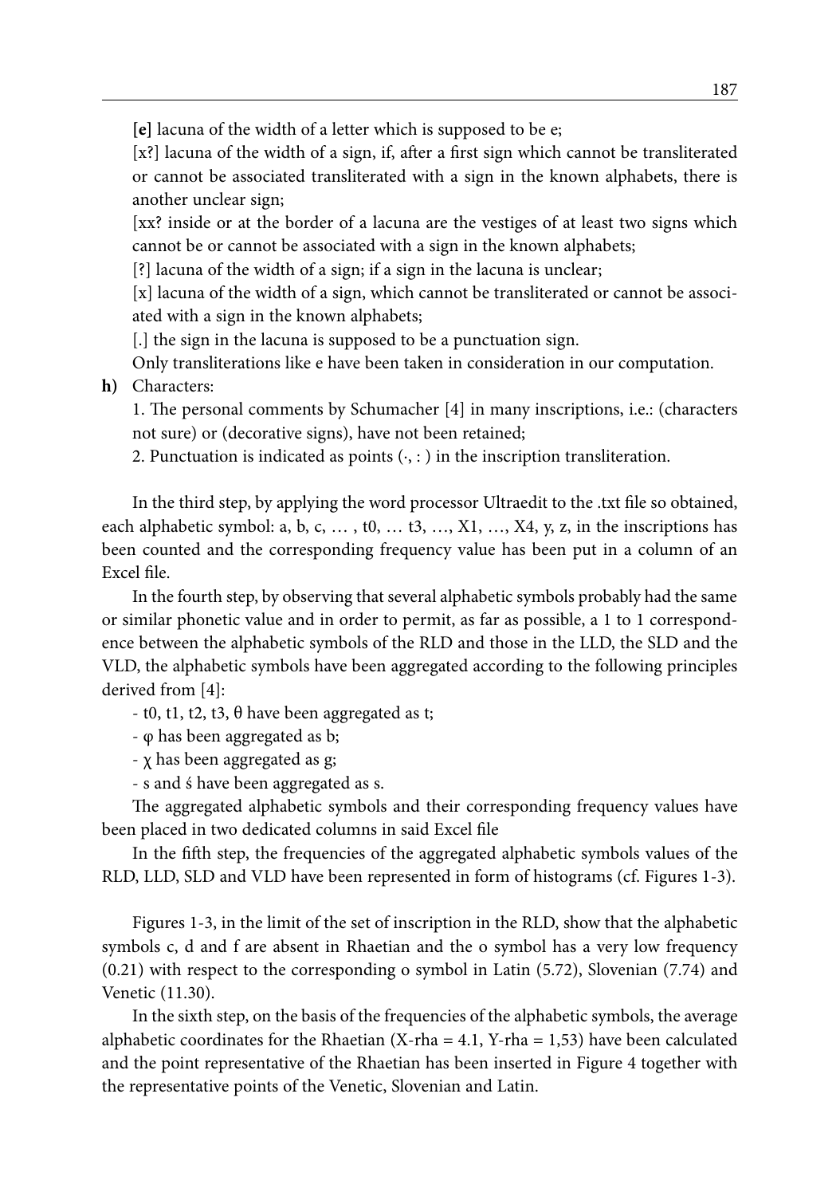**[e]** lacuna of the width of a letter which is supposed to be e;

[x?] lacuna of the width of a sign, if, after a first sign which cannot be transliterated or cannot be associated transliterated with a sign in the known alphabets, there is another unclear sign;

[xx? inside or at the border of a lacuna are the vestiges of at least two signs which cannot be or cannot be associated with a sign in the known alphabets;

[?] lacuna of the width of a sign; if a sign in the lacuna is unclear;

[x] lacuna of the width of a sign, which cannot be transliterated or cannot be associated with a sign in the known alphabets;

[.] the sign in the lacuna is supposed to be a punctuation sign.

Only transliterations like e have been taken in consideration in our computation.

**h)** Characters:

1. The personal comments by Schumacher [4] in many inscriptions, i.e.: (characters not sure) or (decorative signs), have not been retained;

2. Punctuation is indicated as points (·, : ) in the inscription transliteration.

In the third step, by applying the word processor Ultraedit to the .txt file so obtained, each alphabetic symbol: a, b, c, … , t0, … t3, …, X1, …, X4, y, z, in the inscriptions has been counted and the corresponding frequency value has been put in a column of an Excel file.

In the fourth step, by observing that several alphabetic symbols probably had the same or similar phonetic value and in order to permit, as far as possible, a 1 to 1 correspondence between the alphabetic symbols of the RLD and those in the LLD, the SLD and the VLD, the alphabetic symbols have been aggregated according to the following principles derived from [4]:

- t0, t1, t2, t3, θ have been aggregated as t;
- φ has been aggregated as b;
- χ has been aggregated as g;
- s and ś have been aggregated as s.

The aggregated alphabetic symbols and their corresponding frequency values have been placed in two dedicated columns in said Excel file

In the fifth step, the frequencies of the aggregated alphabetic symbols values of the RLD, LLD, SLD and VLD have been represented in form of histograms (cf. Figures 1-3).

Figures 1-3, in the limit of the set of inscription in the RLD, show that the alphabetic symbols c, d and f are absent in Rhaetian and the o symbol has a very low frequency (0.21) with respect to the corresponding o symbol in Latin (5.72), Slovenian (7.74) and Venetic (11.30).

In the sixth step, on the basis of the frequencies of the alphabetic symbols, the average alphabetic coordinates for the Rhaetian (X-rha = 4.1, Y-rha = 1,53) have been calculated and the point representative of the Rhaetian has been inserted in Figure 4 together with the representative points of the Venetic, Slovenian and Latin.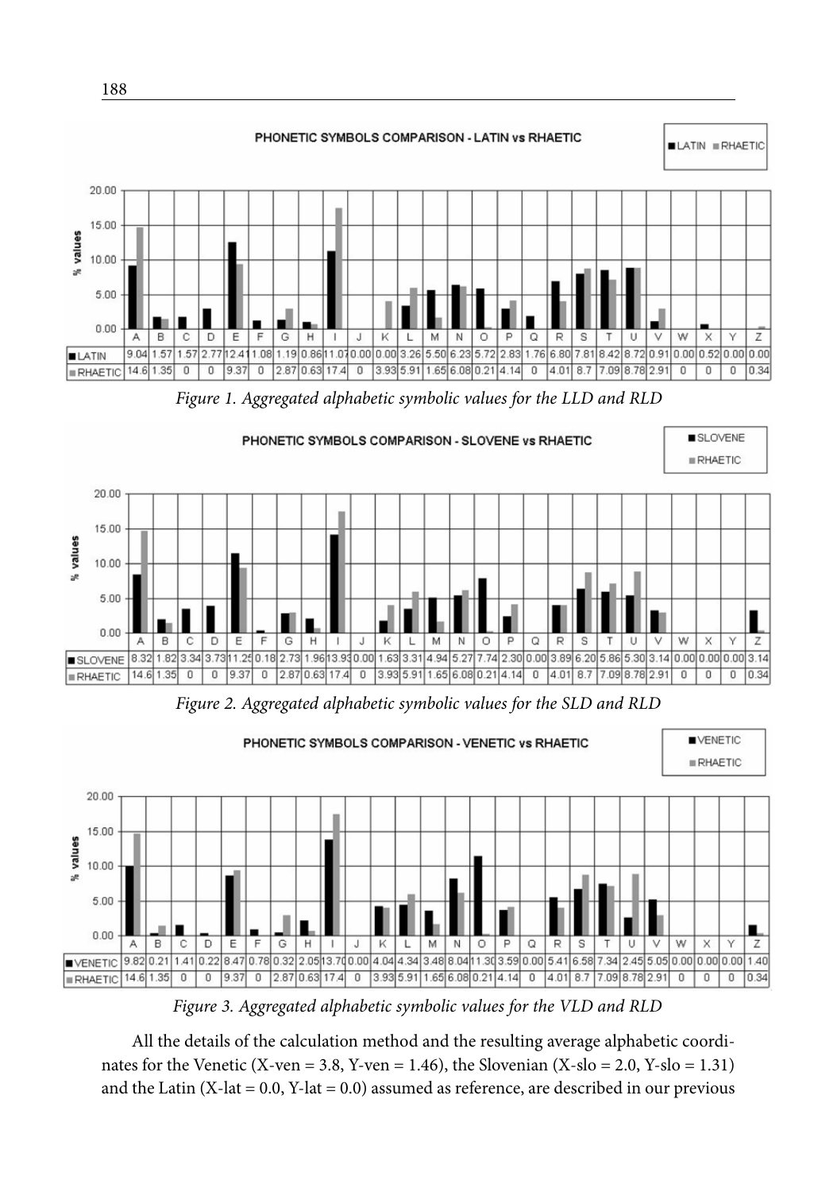**PHONETIC SYMBOLS COMPARISON - LATIN vs RHAETIC**

| | A | B | C | D | E | F | G | H | I | J | K | L | M | N | O | P | Q | R | S | T | U | V | W | X | Y | Z |
|---|---|---|---|---|---|---|---|---|---|---|---|---|---|---|---|---|---|---|---|---|---|---|---|---|---|---|
| LATIN | 9.04 | 1.57 | 1.57 | 2.77 | 12.41 | 1.08 | 1.19 | 0.86 | 11.07 | 0.00 | 0.00 | 3.26 | 5.50 | 6.23 | 5.72 | 2.83 | 1.76 | 6.80 | 7.81 | 8.42 | 8.72 | 0.91 | 0.00 | 0.52 | 0.00 | 0.00 |
| RHAETIC | 14.6 | 1.35 | 0 | 0 | 9.37 | 0 | 2.87 | 0.63 | 17.4 | 0 | 3.93 | 5.91 | 1.65 | 6.08 | 0.21 | 4.14 | 0 | 4.01 | 8.7 | 7.09 | 8.78 | 2.91 | 0 | 0 | 0 | 0.34 |

*Figure 1. Aggregated alphabetic symbolic values for the LLD and RLD*

**PHONETIC SYMBOLS COMPARISON - SLOVENE vs RHAETIC**

| | A | B | C | D | E | F | G | H | I | J | K | L | M | N | O | P | Q | R | S | T | U | V | W | X | Y | Z |
|---|---|---|---|---|---|---|---|---|---|---|---|---|---|---|---|---|---|---|---|---|---|---|---|---|---|---|
| SLOVENE | 8.32 | 1.82 | 3.34 | 3.73 | 11.25 | 0.18 | 2.73 | 1.96 | 13.93 | 0.00 | 1.63 | 3.31 | 4.94 | 5.27 | 7.74 | 2.30 | 0.00 | 3.89 | 6.20 | 5.86 | 5.30 | 3.14 | 0.00 | 0.00 | 0.00 | 3.14 |
| RHAETIC | 14.6 | 1.35 | 0 | 0 | 9.37 | 0 | 2.87 | 0.63 | 17.4 | 0 | 3.93 | 5.91 | 1.65 | 6.08 | 0.21 | 4.14 | 0 | 4.01 | 8.7 | 7.09 | 8.78 | 2.91 | 0 | 0 | 0 | 0.34 |

*Figure 2. Aggregated alphabetic symbolic values for the SLD and RLD*

**PHONETIC SYMBOLS COMPARISON - VENETIC vs RHAETIC**

| | A | B | C | D | E | F | G | H | I | J | K | L | M | N | O | P | Q | R | S | T | U | V | W | X | Y | Z |
|---|---|---|---|---|---|---|---|---|---|---|---|---|---|---|---|---|---|---|---|---|---|---|---|---|---|---|
| VENETIC | 9.82 | 0.21 | 1.41 | 0.22 | 8.47 | 0.78 | 0.32 | 2.05 | 13.70 | 0.00 | 4.04 | 4.34 | 3.48 | 8.04 | 11.30 | 3.59 | 0.00 | 5.41 | 6.58 | 7.34 | 2.45 | 5.05 | 0.00 | 0.00 | 0.00 | 1.40 |
| RHAETIC | 14.6 | 1.35 | 0 | 0 | 9.37 | 0 | 2.87 | 0.63 | 17.4 | 0 | 3.93 | 5.91 | 1.65 | 6.08 | 0.21 | 4.14 | 0 | 4.01 | 8.7 | 7.09 | 8.78 | 2.91 | 0 | 0 | 0 | 0.34 |

*Figure 3. Aggregated alphabetic symbolic values for the VLD and RLD*

All the details of the calculation method and the resulting average alphabetic coordinates for the Venetic (X-ven = 3.8, Y-ven = 1.46), the Slovenian (X-slo = 2.0, Y-slo = 1.31) and the Latin (X-lat = 0.0, Y-lat = 0.0) assumed as reference, are described in our previous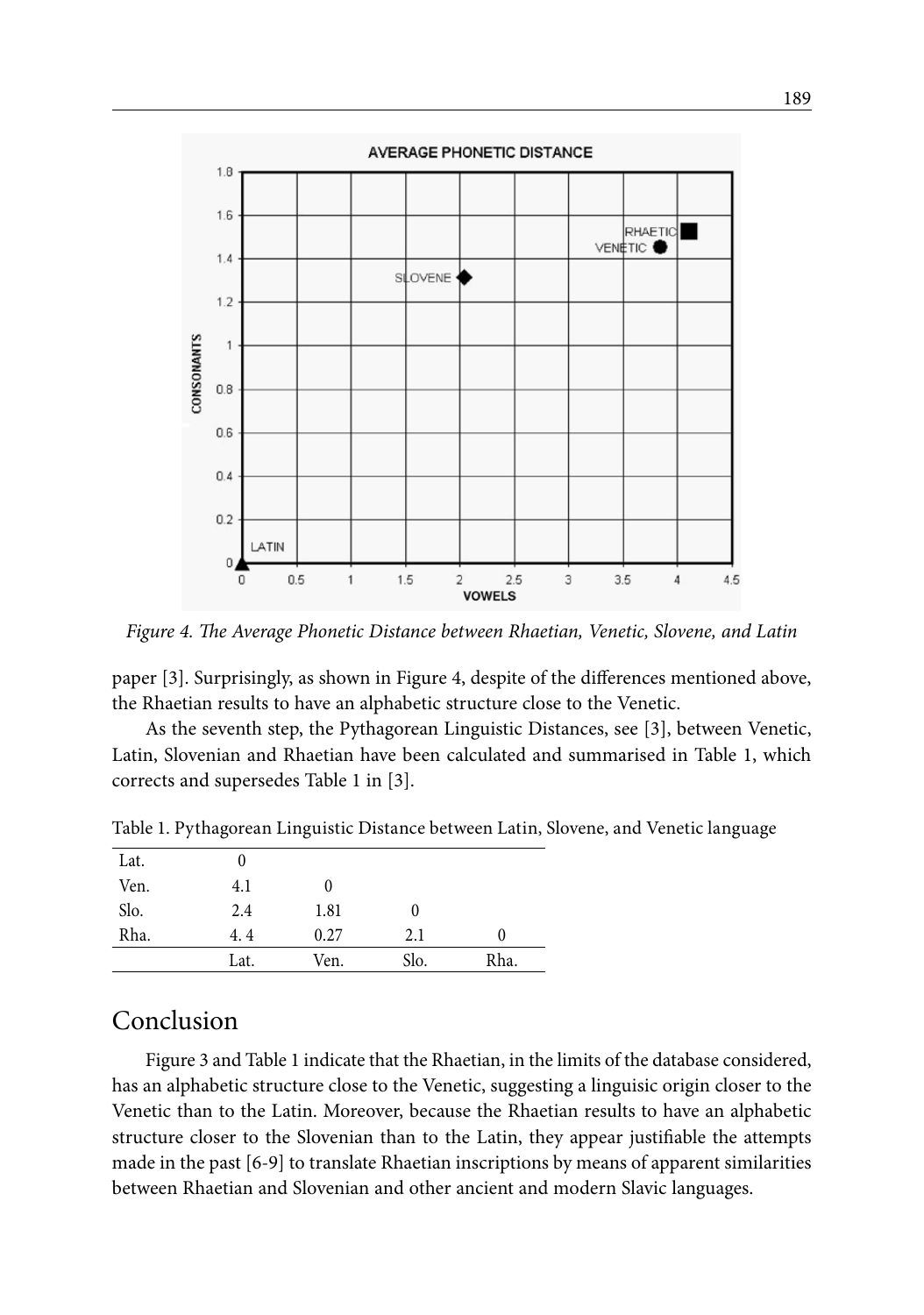*Figure 4. The Average Phonetic Distance between Rhaetian, Venetic, Slovene, and Latin*

paper [3]. Surprisingly, as shown in Figure 4, despite of the differences mentioned above, the Rhaetian results to have an alphabetic structure close to the Venetic.

As the seventh step, the Pythagorean Linguistic Distances, see [3], between Venetic, Latin, Slovenian and Rhaetian have been calculated and summarised in Table 1, which corrects and supersedes Table 1 in [3].

Table 1. Pythagorean Linguistic Distance between Latin, Slovene, and Venetic language

| | | | | |
|---|---|---|---|---|
| Lat. | 0 | | | |
| Ven. | 4.1 | 0 | | |
| Slo. | 2.4 | 1.81 | 0 | |
| Rha. | 4. 4 | 0.27 | 2.1 | 0 |
| | Lat. | Ven. | Slo. | Rha. |

## Conclusion

Figure 3 and Table 1 indicate that the Rhaetian, in the limits of the database considered, has an alphabetic structure close to the Venetic, suggesting a linguisic origin closer to the Venetic than to the Latin. Moreover, because the Rhaetian results to have an alphabetic structure closer to the Slovenian than to the Latin, they appear justifiable the attempts made in the past [6-9] to translate Rhaetian inscriptions by means of apparent similarities between Rhaetian and Slovenian and other ancient and modern Slavic languages.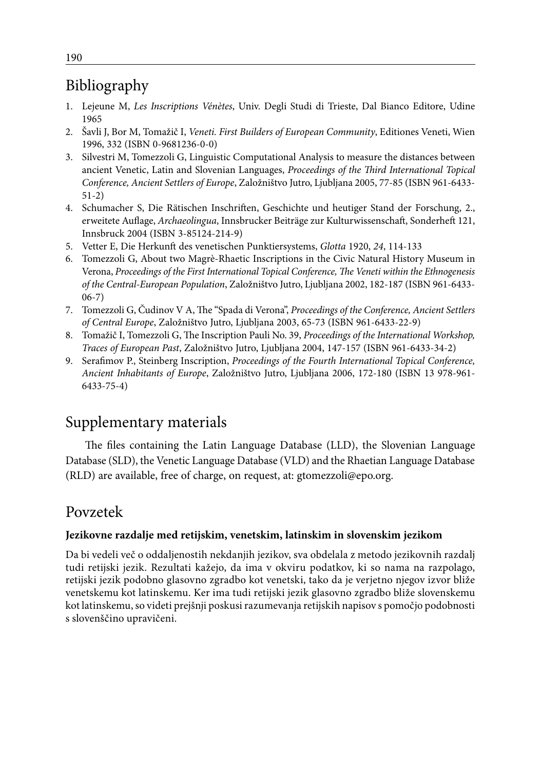## Bibliography

1. Lejeune M, *Les Inscriptions Vénètes*, Univ. Degli Studi di Trieste, Dal Bianco Editore, Udine 1965
2. Šavli J, Bor M, Tomažič I, *Veneti. First Builders of European Community*, Editiones Veneti, Wien 1996, 332 (ISBN 0-9681236-0-0)
3. Silvestri M, Tomezzoli G, Linguistic Computational Analysis to measure the distances between ancient Venetic, Latin and Slovenian Languages, *Proceedings of the Third International Topical Conference, Ancient Settlers of Europe*, Založništvo Jutro, Ljubljana 2005, 77-85 (ISBN 961-6433-51-2)
4. Schumacher S, Die Rätischen Inschriften, Geschichte und heutiger Stand der Forschung, 2., erweitete Auflage, *Archaeolingua*, Innsbrucker Beiträge zur Kulturwissenschaft, Sonderheft 121, Innsbruck 2004 (ISBN 3-85124-214-9)
5. Vetter E, Die Herkunft des venetischen Punktiersystems, *Glotta* 1920, *24*, 114-133
6. Tomezzoli G, About two Magrè-Rhaetic Inscriptions in the Civic Natural History Museum in Verona, *Proceedings of the First International Topical Conference, The Veneti within the Ethnogenesis of the Central-European Population*, Založništvo Jutro, Ljubljana 2002, 182-187 (ISBN 961-6433-06-7)
7. Tomezzoli G, Čudinov V A, The "Spada di Verona", *Proceedings of the Conference, Ancient Settlers of Central Europe*, Založništvo Jutro, Ljubljana 2003, 65-73 (ISBN 961-6433-22-9)
8. Tomažič I, Tomezzoli G, The Inscription Pauli No. 39, *Proceedings of the International Workshop, Traces of European Past*, Založništvo Jutro, Ljubljana 2004, 147-157 (ISBN 961-6433-34-2)
9. Serafimov P., Steinberg Inscription, *Proceedings of the Fourth International Topical Conference, Ancient Inhabitants of Europe*, Založništvo Jutro, Ljubljana 2006, 172-180 (ISBN 13 978-961-6433-75-4)

## Supplementary materials

The files containing the Latin Language Database (LLD), the Slovenian Language Database (SLD), the Venetic Language Database (VLD) and the Rhaetian Language Database (RLD) are available, free of charge, on request, at: gtomezzoli@epo.org.

## Povzetek

**Jezikovne razdalje med retijskim, venetskim, latinskim in slovenskim jezikom**

Da bi vedeli več o oddaljenostih nekdanjih jezikov, sva obdelala z metodo jezikovnih razdalj tudi retijski jezik. Rezultati kažejo, da ima v okviru podatkov, ki so nama na razpolago, retijski jezik podobno glasovno zgradbo kot venetski, tako da je verjetno njegov izvor bliže venetskemu kot latinskemu. Ker ima tudi retijski jezik glasovno zgradbo bliže slovenskemu kot latinskemu, so videti prejšnji poskusi razumevanja retijskih napisov s pomočjo podobnosti s slovenščino upravičeni.